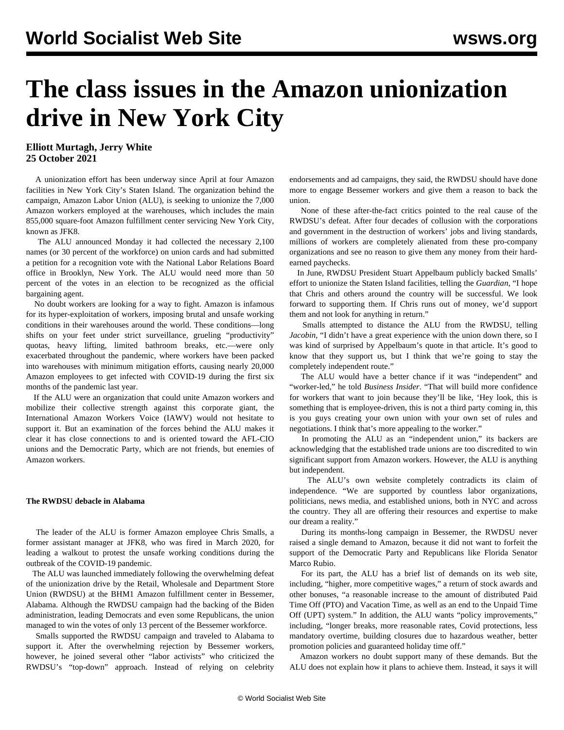# The class issues in the Amazon unionization drive in New York City

**Elliott Murtagh, Jerry White**
**25 October 2021**

A unionization effort has been underway since April at four Amazon facilities in New York City's Staten Island. The organization behind the campaign, Amazon Labor Union (ALU), is seeking to unionize the 7,000 Amazon workers employed at the warehouses, which includes the main 855,000 square-foot Amazon fulfillment center servicing New York City, known as JFK8.

The ALU announced Monday it had collected the necessary 2,100 names (or 30 percent of the workforce) on union cards and had submitted a petition for a recognition vote with the National Labor Relations Board office in Brooklyn, New York. The ALU would need more than 50 percent of the votes in an election to be recognized as the official bargaining agent.

No doubt workers are looking for a way to fight. Amazon is infamous for its hyper-exploitation of workers, imposing brutal and unsafe working conditions in their warehouses around the world. These conditions—long shifts on your feet under strict surveillance, grueling "productivity" quotas, heavy lifting, limited bathroom breaks, etc.—were only exacerbated throughout the pandemic, where workers have been packed into warehouses with minimum mitigation efforts, causing nearly 20,000 Amazon employees to get infected with COVID-19 during the first six months of the pandemic last year.

If the ALU were an organization that could unite Amazon workers and mobilize their collective strength against this corporate giant, the International Amazon Workers Voice (IAWV) would not hesitate to support it. But an examination of the forces behind the ALU makes it clear it has close connections to and is oriented toward the AFL-CIO unions and the Democratic Party, which are not friends, but enemies of Amazon workers.

**The RWDSU debacle in Alabama**

The leader of the ALU is former Amazon employee Chris Smalls, a former assistant manager at JFK8, who was fired in March 2020, for leading a walkout to protest the unsafe working conditions during the outbreak of the COVID-19 pandemic.

The ALU was launched immediately following the overwhelming defeat of the unionization drive by the Retail, Wholesale and Department Store Union (RWDSU) at the BHM1 Amazon fulfillment center in Bessemer, Alabama. Although the RWDSU campaign had the backing of the Biden administration, leading Democrats and even some Republicans, the union managed to win the votes of only 13 percent of the Bessemer workforce.

Smalls supported the RWDSU campaign and traveled to Alabama to support it. After the overwhelming rejection by Bessemer workers, however, he joined several other "labor activists" who criticized the RWDSU's "top-down" approach. Instead of relying on celebrity endorsements and ad campaigns, they said, the RWDSU should have done more to engage Bessemer workers and give them a reason to back the union.

None of these after-the-fact critics pointed to the real cause of the RWDSU's defeat. After four decades of collusion with the corporations and government in the destruction of workers' jobs and living standards, millions of workers are completely alienated from these pro-company organizations and see no reason to give them any money from their hard-earned paychecks.

In June, RWDSU President Stuart Appelbaum publicly backed Smalls' effort to unionize the Staten Island facilities, telling the *Guardian*, "I hope that Chris and others around the country will be successful. We look forward to supporting them. If Chris runs out of money, we'd support them and not look for anything in return."

Smalls attempted to distance the ALU from the RWDSU, telling *Jacobin*, "I didn't have a great experience with the union down there, so I was kind of surprised by Appelbaum's quote in that article. It's good to know that they support us, but I think that we're going to stay the completely independent route."

The ALU would have a better chance if it was "independent" and "worker-led," he told *Business Insider*. "That will build more confidence for workers that want to join because they'll be like, 'Hey look, this is something that is employee-driven, this is not a third party coming in, this is you guys creating your own union with your own set of rules and negotiations. I think that's more appealing to the worker."

In promoting the ALU as an "independent union," its backers are acknowledging that the established trade unions are too discredited to win significant support from Amazon workers. However, the ALU is anything but independent.

The ALU's own website completely contradicts its claim of independence. "We are supported by countless labor organizations, politicians, news media, and established unions, both in NYC and across the country. They all are offering their resources and expertise to make our dream a reality."

During its months-long campaign in Bessemer, the RWDSU never raised a single demand to Amazon, because it did not want to forfeit the support of the Democratic Party and Republicans like Florida Senator Marco Rubio.

For its part, the ALU has a brief list of demands on its web site, including, "higher, more competitive wages," a return of stock awards and other bonuses, "a reasonable increase to the amount of distributed Paid Time Off (PTO) and Vacation Time, as well as an end to the Unpaid Time Off (UPT) system." In addition, the ALU wants "policy improvements," including, "longer breaks, more reasonable rates, Covid protections, less mandatory overtime, building closures due to hazardous weather, better promotion policies and guaranteed holiday time off."

Amazon workers no doubt support many of these demands. But the ALU does not explain how it plans to achieve them. Instead, it says it will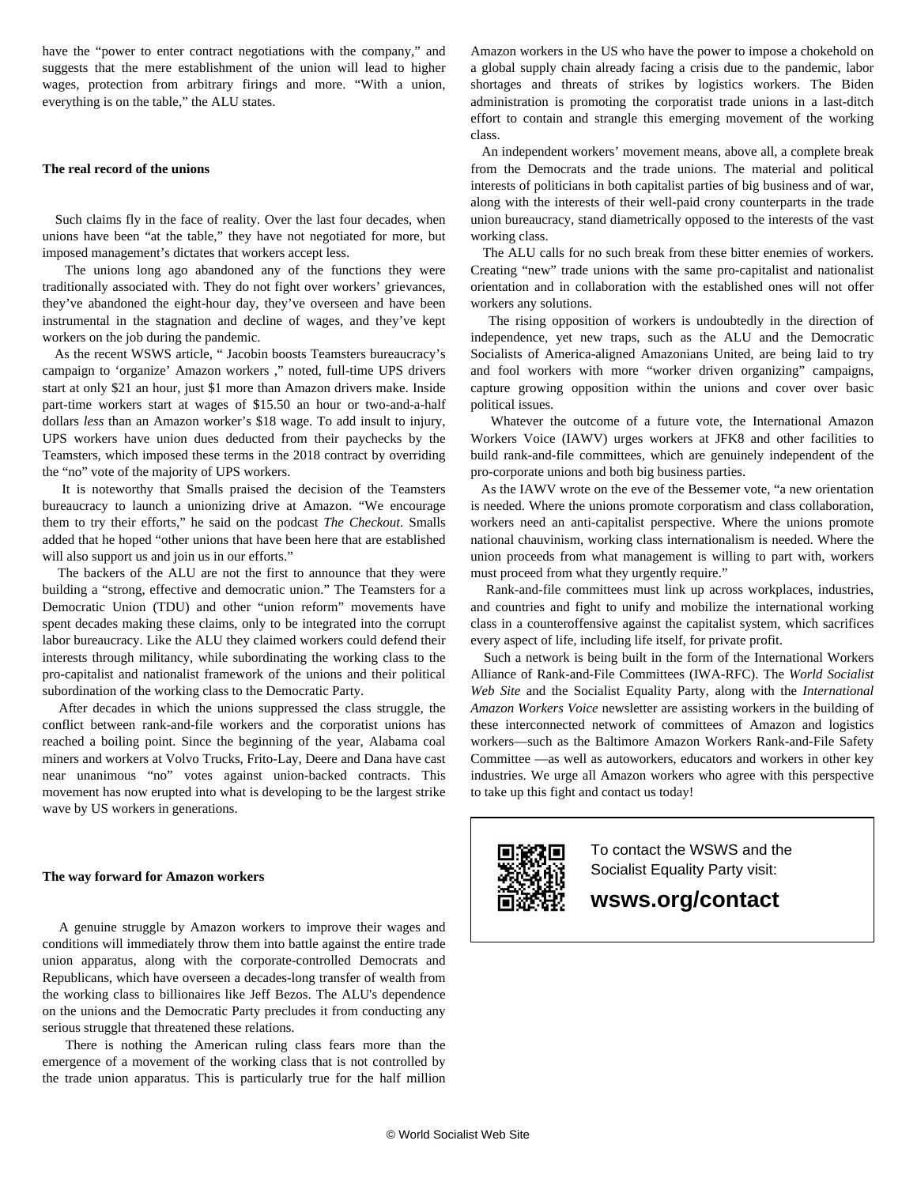have the "power to enter contract negotiations with the company," and suggests that the mere establishment of the union will lead to higher wages, protection from arbitrary firings and more. "With a union, everything is on the table," the ALU states.

**The real record of the unions**

Such claims fly in the face of reality. Over the last four decades, when unions have been "at the table," they have not negotiated for more, but imposed management's dictates that workers accept less.

The unions long ago abandoned any of the functions they were traditionally associated with. They do not fight over workers' grievances, they've abandoned the eight-hour day, they've overseen and have been instrumental in the stagnation and decline of wages, and they've kept workers on the job during the pandemic.

As the recent WSWS article, " Jacobin boosts Teamsters bureaucracy's campaign to 'organize' Amazon workers ," noted, full-time UPS drivers start at only $21 an hour, just $1 more than Amazon drivers make. Inside part-time workers start at wages of $15.50 an hour or two-and-a-half dollars *less* than an Amazon worker's $18 wage. To add insult to injury, UPS workers have union dues deducted from their paychecks by the Teamsters, which imposed these terms in the 2018 contract by overriding the "no" vote of the majority of UPS workers.

It is noteworthy that Smalls praised the decision of the Teamsters bureaucracy to launch a unionizing drive at Amazon. "We encourage them to try their efforts," he said on the podcast *The Checkout*. Smalls added that he hoped "other unions that have been here that are established will also support us and join us in our efforts."

The backers of the ALU are not the first to announce that they were building a "strong, effective and democratic union." The Teamsters for a Democratic Union (TDU) and other "union reform" movements have spent decades making these claims, only to be integrated into the corrupt labor bureaucracy. Like the ALU they claimed workers could defend their interests through militancy, while subordinating the working class to the pro-capitalist and nationalist framework of the unions and their political subordination of the working class to the Democratic Party.

After decades in which the unions suppressed the class struggle, the conflict between rank-and-file workers and the corporatist unions has reached a boiling point. Since the beginning of the year, Alabama coal miners and workers at Volvo Trucks, Frito-Lay, Deere and Dana have cast near unanimous "no" votes against union-backed contracts. This movement has now erupted into what is developing to be the largest strike wave by US workers in generations.

**The way forward for Amazon workers**

A genuine struggle by Amazon workers to improve their wages and conditions will immediately throw them into battle against the entire trade union apparatus, along with the corporate-controlled Democrats and Republicans, which have overseen a decades-long transfer of wealth from the working class to billionaires like Jeff Bezos. The ALU's dependence on the unions and the Democratic Party precludes it from conducting any serious struggle that threatened these relations.

There is nothing the American ruling class fears more than the emergence of a movement of the working class that is not controlled by the trade union apparatus. This is particularly true for the half million Amazon workers in the US who have the power to impose a chokehold on a global supply chain already facing a crisis due to the pandemic, labor shortages and threats of strikes by logistics workers. The Biden administration is promoting the corporatist trade unions in a last-ditch effort to contain and strangle this emerging movement of the working class.

An independent workers' movement means, above all, a complete break from the Democrats and the trade unions. The material and political interests of politicians in both capitalist parties of big business and of war, along with the interests of their well-paid crony counterparts in the trade union bureaucracy, stand diametrically opposed to the interests of the vast working class.

The ALU calls for no such break from these bitter enemies of workers. Creating "new" trade unions with the same pro-capitalist and nationalist orientation and in collaboration with the established ones will not offer workers any solutions.

The rising opposition of workers is undoubtedly in the direction of independence, yet new traps, such as the ALU and the Democratic Socialists of America-aligned Amazonians United, are being laid to try and fool workers with more "worker driven organizing" campaigns, capture growing opposition within the unions and cover over basic political issues.

Whatever the outcome of a future vote, the International Amazon Workers Voice (IAWV) urges workers at JFK8 and other facilities to build rank-and-file committees, which are genuinely independent of the pro-corporate unions and both big business parties.

As the IAWV wrote on the eve of the Bessemer vote, "a new orientation is needed. Where the unions promote corporatism and class collaboration, workers need an anti-capitalist perspective. Where the unions promote national chauvinism, working class internationalism is needed. Where the union proceeds from what management is willing to part with, workers must proceed from what they urgently require."

Rank-and-file committees must link up across workplaces, industries, and countries and fight to unify and mobilize the international working class in a counteroffensive against the capitalist system, which sacrifices every aspect of life, including life itself, for private profit.

Such a network is being built in the form of the International Workers Alliance of Rank-and-File Committees (IWA-RFC). The *World Socialist Web Site* and the Socialist Equality Party, along with the *International Amazon Workers Voice* newsletter are assisting workers in the building of these interconnected network of committees of Amazon and logistics workers—such as the Baltimore Amazon Workers Rank-and-File Safety Committee —as well as autoworkers, educators and workers in other key industries. We urge all Amazon workers who agree with this perspective to take up this fight and contact us today!

To contact the WSWS and the Socialist Equality Party visit:

**wsws.org/contact**